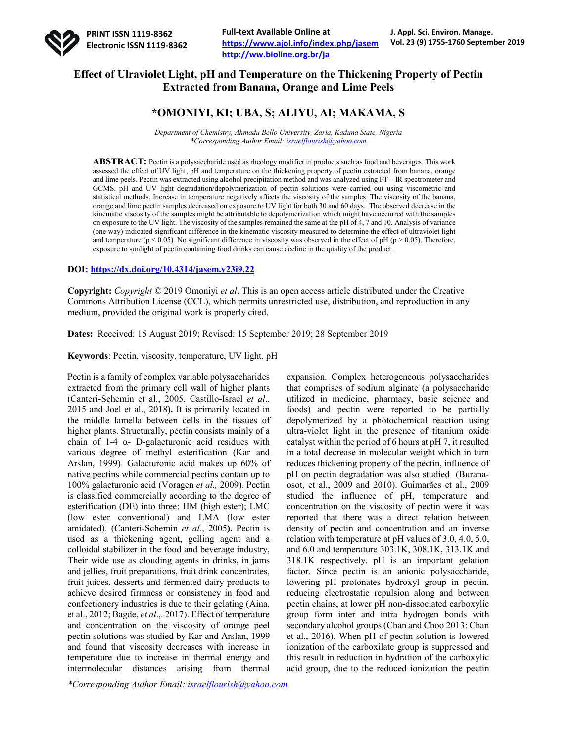# Effect of Ulraviolet Light, pH and Temperature on the Thickening Property of Pectin Extracted from Banana, Orange and Lime Peels

## *OMONIYI, KI; UBA, S; ALIYU, AI; MAKAMA, S

*Department of Chemistry, Ahmadu Bello University, Zaria, Kaduna State, Nigeria*
*\*Corresponding Author Email: israelflourish@yahoo.com*

**ABSTRACT:** Pectin is a polysaccharide used as rheology modifier in products such as food and beverages. This work assessed the effect of UV light, pH and temperature on the thickening property of pectin extracted from banana, orange and lime peels. Pectin was extracted using alcohol precipitation method and was analyzed using FT – IR spectrometer and GCMS. pH and UV light degradation/depolymerization of pectin solutions were carried out using viscometric and statistical methods. Increase in temperature negatively affects the viscosity of the samples. The viscosity of the banana, orange and lime pectin samples decreased on exposure to UV light for both 30 and 60 days. The observed decrease in the kinematic viscosity of the samples might be attributable to depolymerization which might have occurred with the samples on exposure to the UV light. The viscosity of the samples remained the same at the pH of 4, 7 and 10. Analysis of variance (one way) indicated significant difference in the kinematic viscosity measured to determine the effect of ultraviolet light and temperature ($p < 0.05$). No significant difference in viscosity was observed in the effect of pH ($p > 0.05$). Therefore, exposure to sunlight of pectin containing food drinks can cause decline in the quality of the product.

**DOI:** https://dx.doi.org/10.4314/jasem.v23i9.22

**Copyright:** *Copyright* © 2019 Omoniyi *et al*. This is an open access article distributed under the Creative Commons Attribution License (CCL), which permits unrestricted use, distribution, and reproduction in any medium, provided the original work is properly cited.

**Dates:** Received: 15 August 2019; Revised: 15 September 2019; 28 September 2019

**Keywords**: Pectin, viscosity, temperature, UV light, pH

Pectin is a family of complex variable polysaccharides extracted from the primary cell wall of higher plants (Canteri-Schemin et al., 2005, Castillo-Israel *et al*., 2015 and Joel et al., 2018**)**. It is primarily located in the middle lamella between cells in the tissues of higher plants. Structurally, pectin consists mainly of a chain of 1-4 α- D-galacturonic acid residues with various degree of methyl esterification (Kar and Arslan, 1999). Galacturonic acid makes up 60% of native pectins while commercial pectins contain up to 100% galacturonic acid (Voragen *et al.,* 2009). Pectin is classified commercially according to the degree of esterification (DE) into three: HM (high ester); LMC (low ester conventional) and LMA (low ester amidated). (Canteri-Schemin *et al*., 2005**)**. Pectin is used as a thickening agent, gelling agent and a colloidal stabilizer in the food and beverage industry, Their wide use as clouding agents in drinks, in jams and jellies, fruit preparations, fruit drink concentrates, fruit juices, desserts and fermented dairy products to achieve desired firmness or consistency in food and confectionery industries is due to their gelating (Aina, et al., 2012; Bagde, *et al*.,. 2017). Effect of temperature and concentration on the viscosity of orange peel pectin solutions was studied by Kar and Arslan, 1999 and found that viscosity decreases with increase in temperature due to increase in thermal energy and intermolecular distances arising from thermal expansion. Complex heterogeneous polysaccharides that comprises of sodium alginate (a polysaccharide utilized in medicine, pharmacy, basic science and foods) and pectin were reported to be partially depolymerized by a photochemical reaction using ultra-violet light in the presence of titanium oxide catalyst within the period of 6 hours at pH 7, it resulted in a total decrease in molecular weight which in turn reduces thickening property of the pectin, influence of pH on pectin degradation was also studied (Burana-osot, et al., 2009 and 2010). Guimarães et al., 2009 studied the influence of pH, temperature and concentration on the viscosity of pectin were it was reported that there was a direct relation between density of pectin and concentration and an inverse relation with temperature at pH values of 3.0, 4.0, 5.0, and 6.0 and temperature 303.1K, 308.1K, 313.1K and 318.1K respectively. pH is an important gelation factor. Since pectin is an anionic polysaccharide, lowering pH protonates hydroxyl group in pectin, reducing electrostatic repulsion along and between pectin chains, at lower pH non-dissociated carboxylic group form inter and intra hydrogen bonds with secondary alcohol groups (Chan and Choo 2013: Chan et al., 2016). When pH of pectin solution is lowered ionization of the carboxilate group is suppressed and this result in reduction in hydration of the carboxylic acid group, due to the reduced ionization the pectin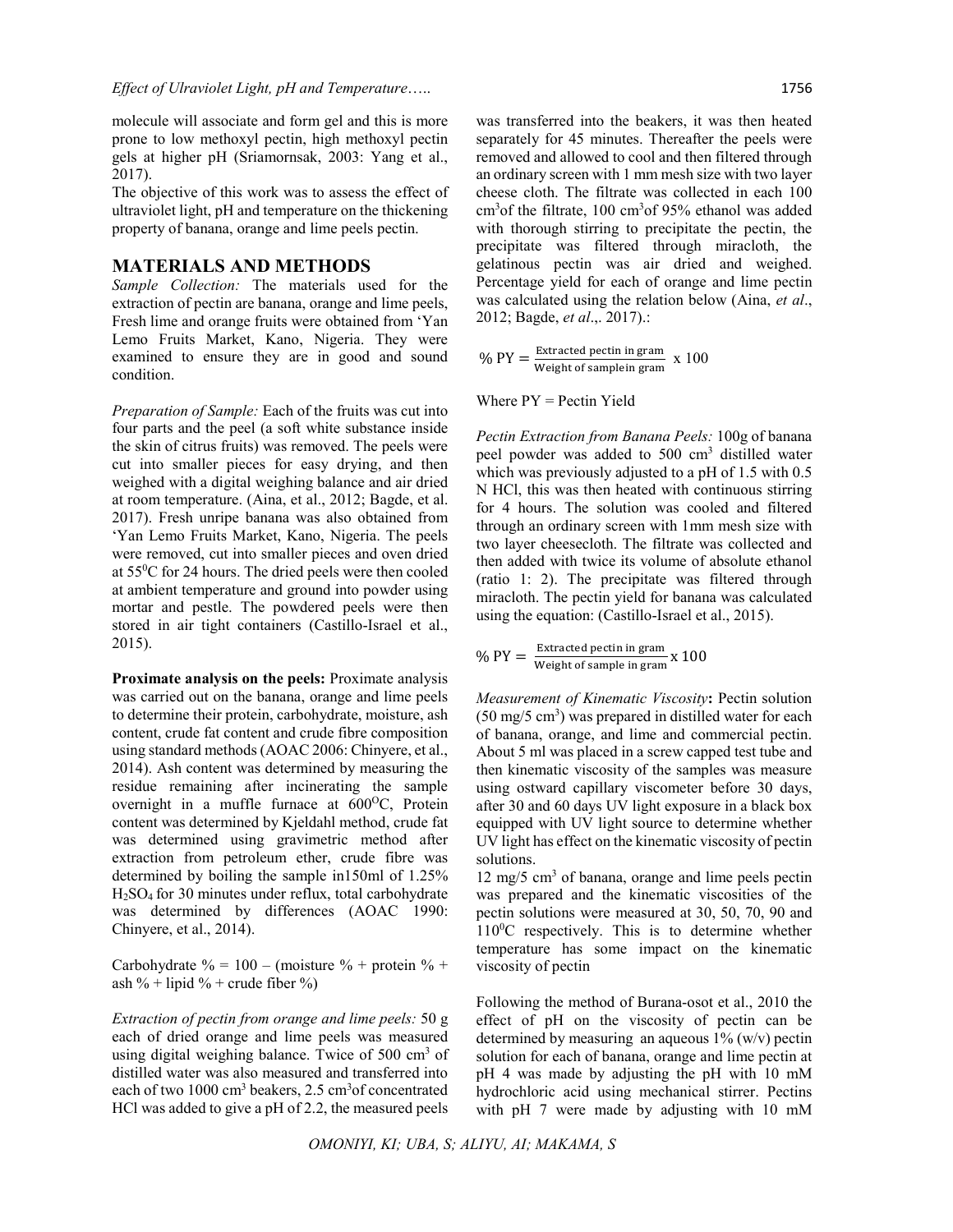molecule will associate and form gel and this is more prone to low methoxyl pectin, high methoxyl pectin gels at higher pH (Sriamornsak, 2003: Yang et al., 2017).

The objective of this work was to assess the effect of ultraviolet light, pH and temperature on the thickening property of banana, orange and lime peels pectin.

## MATERIALS AND METHODS

*Sample Collection:* The materials used for the extraction of pectin are banana, orange and lime peels, Fresh lime and orange fruits were obtained from 'Yan Lemo Fruits Market, Kano, Nigeria. They were examined to ensure they are in good and sound condition.

*Preparation of Sample:* Each of the fruits was cut into four parts and the peel (a soft white substance inside the skin of citrus fruits) was removed. The peels were cut into smaller pieces for easy drying, and then weighed with a digital weighing balance and air dried at room temperature. (Aina, et al., 2012; Bagde, et al. 2017). Fresh unripe banana was also obtained from 'Yan Lemo Fruits Market, Kano, Nigeria. The peels were removed, cut into smaller pieces and oven dried at 55$^0$C for 24 hours. The dried peels were then cooled at ambient temperature and ground into powder using mortar and pestle. The powdered peels were then stored in air tight containers (Castillo-Israel et al., 2015).

**Proximate analysis on the peels:** Proximate analysis was carried out on the banana, orange and lime peels to determine their protein, carbohydrate, moisture, ash content, crude fat content and crude fibre composition using standard methods (AOAC 2006: Chinyere, et al., 2014). Ash content was determined by measuring the residue remaining after incinerating the sample overnight in a muffle furnace at 600$^O$C, Protein content was determined by Kjeldahl method, crude fat was determined using gravimetric method after extraction from petroleum ether, crude fibre was determined by boiling the sample in150ml of 1.25% $H_2SO_4$ for 30 minutes under reflux, total carbohydrate was determined by differences (AOAC 1990: Chinyere, et al., 2014).

Carbohydrate % = 100 – (moisture % + protein % + ash % + lipid % + crude fiber %)

*Extraction of pectin from orange and lime peels:* 50 g each of dried orange and lime peels was measured using digital weighing balance. Twice of 500 cm$^3$ of distilled water was also measured and transferred into each of two 1000 cm$^3$ beakers, 2.5 cm$^3$of concentrated HCl was added to give a pH of 2.2, the measured peels was transferred into the beakers, it was then heated separately for 45 minutes. Thereafter the peels were removed and allowed to cool and then filtered through an ordinary screen with 1 mm mesh size with two layer cheese cloth. The filtrate was collected in each 100 cm$^3$of the filtrate, 100 cm$^3$of 95% ethanol was added with thorough stirring to precipitate the pectin, the precipitate was filtered through miracloth, the gelatinous pectin was air dried and weighed. Percentage yield for each of orange and lime pectin was calculated using the relation below (Aina, *et al*., 2012; Bagde, *et al*.,. 2017).:

$$\%\ PY = \frac{\text{Extracted pectin in gram}}{\text{Weight of samplein gram}}\ x\ 100$$

Where PY = Pectin Yield

*Pectin Extraction from Banana Peels:* 100g of banana peel powder was added to 500 cm$^3$ distilled water which was previously adjusted to a pH of 1.5 with 0.5 N HCl, this was then heated with continuous stirring for 4 hours. The solution was cooled and filtered through an ordinary screen with 1mm mesh size with two layer cheesecloth. The filtrate was collected and then added with twice its volume of absolute ethanol (ratio 1: 2). The precipitate was filtered through miracloth. The pectin yield for banana was calculated using the equation: (Castillo-Israel et al., 2015).

$$\%\ PY = \frac{\text{Extracted pectin in gram}}{\text{Weight of sample in gram}} x\ 100$$

*Measurement of Kinematic Viscosity***:** Pectin solution (50 mg/5 cm$^3$) was prepared in distilled water for each of banana, orange, and lime and commercial pectin. About 5 ml was placed in a screw capped test tube and then kinematic viscosity of the samples was measure using ostward capillary viscometer before 30 days, after 30 and 60 days UV light exposure in a black box equipped with UV light source to determine whether UV light has effect on the kinematic viscosity of pectin solutions.

12 mg/5 cm$^3$ of banana, orange and lime peels pectin was prepared and the kinematic viscosities of the pectin solutions were measured at 30, 50, 70, 90 and 110$^0$C respectively. This is to determine whether temperature has some impact on the kinematic viscosity of pectin

Following the method of Burana-osot et al., 2010 the effect of pH on the viscosity of pectin can be determined by measuring an aqueous 1% (w/v) pectin solution for each of banana, orange and lime pectin at pH 4 was made by adjusting the pH with 10 mM hydrochloric acid using mechanical stirrer. Pectins with pH 7 were made by adjusting with 10 mM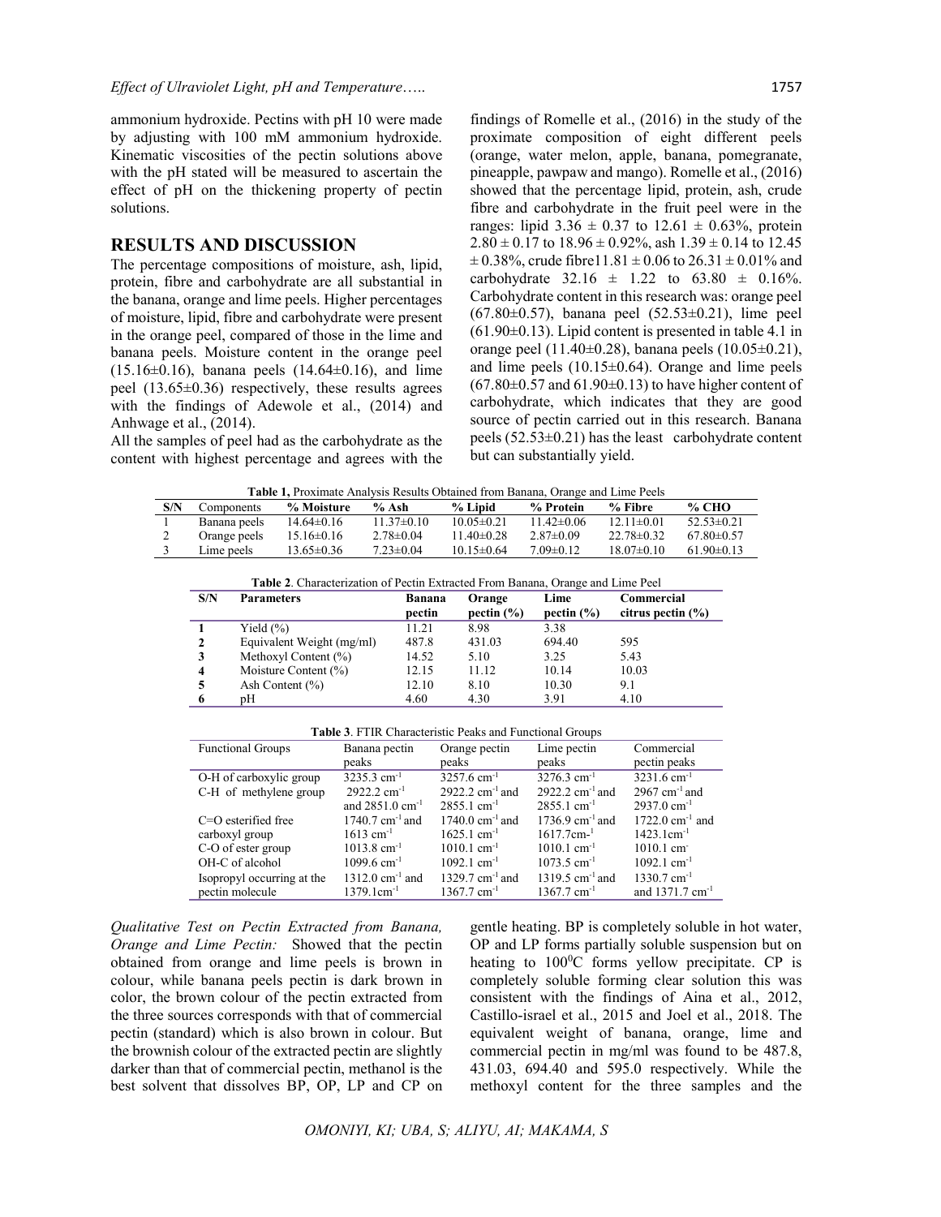ammonium hydroxide. Pectins with pH 10 were made by adjusting with 100 mM ammonium hydroxide. Kinematic viscosities of the pectin solutions above with the pH stated will be measured to ascertain the effect of pH on the thickening property of pectin solutions.

## RESULTS AND DISCUSSION

The percentage compositions of moisture, ash, lipid, protein, fibre and carbohydrate are all substantial in the banana, orange and lime peels. Higher percentages of moisture, lipid, fibre and carbohydrate were present in the orange peel, compared of those in the lime and banana peels. Moisture content in the orange peel (15.16±0.16), banana peels (14.64±0.16), and lime peel (13.65±0.36) respectively, these results agrees with the findings of Adewole et al., (2014) and Anhwage et al., (2014).

All the samples of peel had as the carbohydrate as the content with highest percentage and agrees with the findings of Romelle et al., (2016) in the study of the proximate composition of eight different peels (orange, water melon, apple, banana, pomegranate, pineapple, pawpaw and mango). Romelle et al., (2016) showed that the percentage lipid, protein, ash, crude fibre and carbohydrate in the fruit peel were in the ranges: lipid 3.36 ± 0.37 to 12.61 ± 0.63%, protein 2.80 ± 0.17 to 18.96 ± 0.92%, ash 1.39 ± 0.14 to 12.45 ± 0.38%, crude fibre11.81 ± 0.06 to 26.31 ± 0.01% and carbohydrate 32.16 ± 1.22 to 63.80 ± 0.16%. Carbohydrate content in this research was: orange peel (67.80±0.57), banana peel (52.53±0.21), lime peel (61.90±0.13). Lipid content is presented in table 4.1 in orange peel (11.40±0.28), banana peels (10.05±0.21), and lime peels (10.15±0.64). Orange and lime peels (67.80±0.57 and 61.90±0.13) to have higher content of carbohydrate, which indicates that they are good source of pectin carried out in this research. Banana peels (52.53±0.21) has the least carbohydrate content but can substantially yield.

**Table 1,** Proximate Analysis Results Obtained from Banana, Orange and Lime Peels

| S/N | Components | % Moisture | % Ash | % Lipid | % Protein | % Fibre | % CHO |
|---|---|---|---|---|---|---|---|
| 1 | Banana peels | 14.64±0.16 | 11.37±0.10 | 10.05±0.21 | 11.42±0.06 | 12.11±0.01 | 52.53±0.21 |
| 2 | Orange peels | 15.16±0.16 | 2.78±0.04 | 11.40±0.28 | 2.87±0.09 | 22.78±0.32 | 67.80±0.57 |
| 3 | Lime peels | 13.65±0.36 | 7.23±0.04 | 10.15±0.64 | 7.09±0.12 | 18.07±0.10 | 61.90±0.13 |

**Table 2**. Characterization of Pectin Extracted From Banana, Orange and Lime Peel

| S/N | Parameters | Banana pectin | Orange pectin (%) | Lime pectin (%) | Commercial citrus pectin (%) |
|---|---|---|---|---|---|
| 1 | Yield (%) | 11.21 | 8.98 | 3.38 | |
| 2 | Equivalent Weight (mg/ml) | 487.8 | 431.03 | 694.40 | 595 |
| 3 | Methoxyl Content (%) | 14.52 | 5.10 | 3.25 | 5.43 |
| 4 | Moisture Content (%) | 12.15 | 11.12 | 10.14 | 10.03 |
| 5 | Ash Content (%) | 12.10 | 8.10 | 10.30 | 9.1 |
| 6 | pH | 4.60 | 4.30 | 3.91 | 4.10 |

**Table 3**. FTIR Characteristic Peaks and Functional Groups

| Functional Groups | Banana pectin peaks | Orange pectin peaks | Lime pectin peaks | Commercial pectin peaks |
|---|---|---|---|---|
| O-H of carboxylic group | 3235.3 $cm^{-1}$ | 3257.6 $cm^{-1}$ | 3276.3 $cm^{-1}$ | 3231.6 $cm^{-1}$ |
| C-H of methylene group | 2922.2 $cm^{-1}$ and 2851.0 $cm^{-1}$ | 2922.2 $cm^{-1}$ and 2855.1 $cm^{-1}$ | 2922.2 $cm^{-1}$ and 2855.1 $cm^{-1}$ | 2967 $cm^{-1}$ and 2937.0 $cm^{-1}$ |
| C=O esterified free carboxyl group | 1740.7 $cm^{-1}$ and 1613 $cm^{-1}$ | 1740.0 $cm^{-1}$ and 1625.1 $cm^{-1}$ | 1736.9 $cm^{-1}$ and 1617.7cm-1 | 1722.0 $cm^{-1}$ and 1423.1$cm^{-1}$ |
| C-O of ester group | 1013.8 $cm^{-1}$ | 1010.1 $cm^{-1}$ | 1010.1 $cm^{-1}$ | 1010.1 cm- |
| OH-C of alcohol | 1099.6 $cm^{-1}$ | 1092.1 $cm^{-1}$ | 1073.5 $cm^{-1}$ | 1092.1 $cm^{-1}$ |
| Isopropyl occurring at the pectin molecule | 1312.0 $cm^{-1}$ and 1379.1$cm^{-1}$ | 1329.7 $cm^{-1}$ and 1367.7 $cm^{-1}$ | 1319.5 $cm^{-1}$ and 1367.7 $cm^{-1}$ | 1330.7 $cm^{-1}$ and 1371.7 $cm^{-1}$ |

*Qualitative Test on Pectin Extracted from Banana, Orange and Lime Pectin:* Showed that the pectin obtained from orange and lime peels is brown in colour, while banana peels pectin is dark brown in color, the brown colour of the pectin extracted from the three sources corresponds with that of commercial pectin (standard) which is also brown in colour. But the brownish colour of the extracted pectin are slightly darker than that of commercial pectin, methanol is the best solvent that dissolves BP, OP, LP and CP on gentle heating. BP is completely soluble in hot water, OP and LP forms partially soluble suspension but on heating to 100$^{0}$C forms yellow precipitate. CP is completely soluble forming clear solution this was consistent with the findings of Aina et al., 2012, Castillo-israel et al., 2015 and Joel et al., 2018. The equivalent weight of banana, orange, lime and commercial pectin in mg/ml was found to be 487.8, 431.03, 694.40 and 595.0 respectively. While the methoxyl content for the three samples and the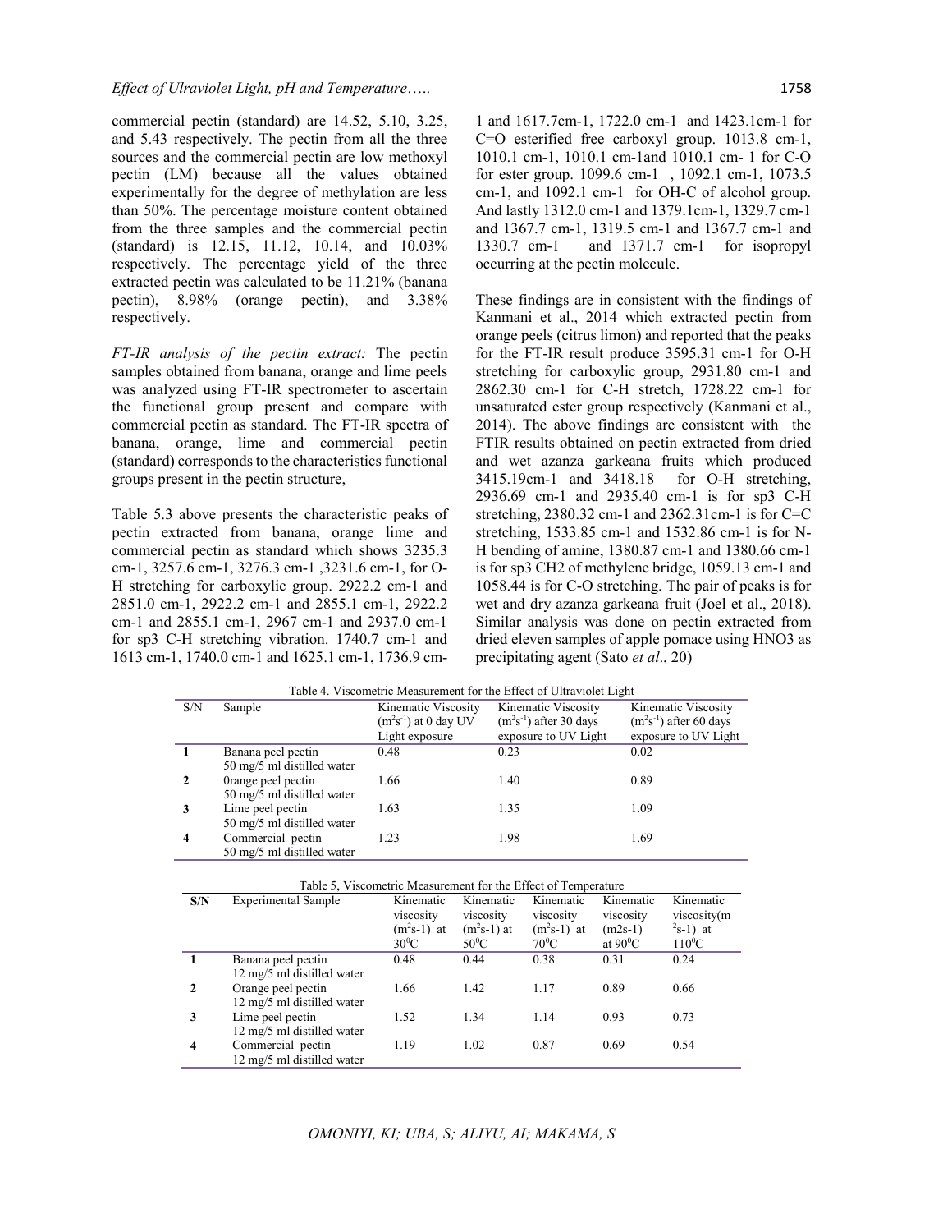commercial pectin (standard) are 14.52, 5.10, 3.25, and 5.43 respectively. The pectin from all the three sources and the commercial pectin are low methoxyl pectin (LM) because all the values obtained experimentally for the degree of methylation are less than 50%. The percentage moisture content obtained from the three samples and the commercial pectin (standard) is 12.15, 11.12, 10.14, and 10.03% respectively. The percentage yield of the three extracted pectin was calculated to be 11.21% (banana pectin), 8.98% (orange pectin), and 3.38% respectively.

*FT-IR analysis of the pectin extract:* The pectin samples obtained from banana, orange and lime peels was analyzed using FT-IR spectrometer to ascertain the functional group present and compare with commercial pectin as standard. The FT-IR spectra of banana, orange, lime and commercial pectin (standard) corresponds to the characteristics functional groups present in the pectin structure,

Table 5.3 above presents the characteristic peaks of pectin extracted from banana, orange lime and commercial pectin as standard which shows 3235.3 cm-1, 3257.6 cm-1, 3276.3 cm-1 ,3231.6 cm-1, for O-H stretching for carboxylic group. 2922.2 cm-1 and 2851.0 cm-1, 2922.2 cm-1 and 2855.1 cm-1, 2922.2 cm-1 and 2855.1 cm-1, 2967 cm-1 and 2937.0 cm-1 for sp3 C-H stretching vibration. 1740.7 cm-1 and 1613 cm-1, 1740.0 cm-1 and 1625.1 cm-1, 1736.9 cm-1 and 1617.7cm-1, 1722.0 cm-1 and 1423.1cm-1 for C=O esterified free carboxyl group. 1013.8 cm-1, 1010.1 cm-1, 1010.1 cm-1and 1010.1 cm- 1 for C-O for ester group. 1099.6 cm-1 , 1092.1 cm-1, 1073.5 cm-1, and 1092.1 cm-1 for OH-C of alcohol group. And lastly 1312.0 cm-1 and 1379.1cm-1, 1329.7 cm-1 and 1367.7 cm-1, 1319.5 cm-1 and 1367.7 cm-1 and 1330.7 cm-1 and 1371.7 cm-1 for isopropyl occurring at the pectin molecule.

These findings are in consistent with the findings of Kanmani et al., 2014 which extracted pectin from orange peels (citrus limon) and reported that the peaks for the FT-IR result produce 3595.31 cm-1 for O-H stretching for carboxylic group, 2931.80 cm-1 and 2862.30 cm-1 for C-H stretch, 1728.22 cm-1 for unsaturated ester group respectively (Kanmani et al., 2014). The above findings are consistent with the FTIR results obtained on pectin extracted from dried and wet azanza garkeana fruits which produced 3415.19cm-1 and 3418.18 for O-H stretching, 2936.69 cm-1 and 2935.40 cm-1 is for sp3 C-H stretching, 2380.32 cm-1 and 2362.31cm-1 is for C=C stretching, 1533.85 cm-1 and 1532.86 cm-1 is for N-H bending of amine, 1380.87 cm-1 and 1380.66 cm-1 is for sp3 CH2 of methylene bridge, 1059.13 cm-1 and 1058.44 is for C-O stretching. The pair of peaks is for wet and dry azanza garkeana fruit (Joel et al., 2018). Similar analysis was done on pectin extracted from dried eleven samples of apple pomace using HNO3 as precipitating agent (Sato *et al*., 20)

Table 4. Viscometric Measurement for the Effect of Ultraviolet Light

| S/N | Sample | Kinematic Viscosity ($m^2s^{-1}$) at 0 day UV Light exposure | Kinematic Viscosity ($m^2s^{-1}$) after 30 days exposure to UV Light | Kinematic Viscosity ($m^2s^{-1}$) after 60 days exposure to UV Light |
|---|---|---|---|---|
| **1** | Banana peel pectin 50 mg/5 ml distilled water | 0.48 | 0.23 | 0.02 |
| **2** | 0range peel pectin 50 mg/5 ml distilled water | 1.66 | 1.40 | 0.89 |
| **3** | Lime peel pectin 50 mg/5 ml distilled water | 1.63 | 1.35 | 1.09 |
| **4** | Commercial pectin 50 mg/5 ml distilled water | 1.23 | 1.98 | 1.69 |

Table 5, Viscometric Measurement for the Effect of Temperature

| S/N | Experimental Sample | Kinematic viscosity ($m^2s$-1) at $30^0C$ | Kinematic viscosity ($m^2s$-1) at $50^0C$ | Kinematic viscosity ($m^2s$-1) at $70^0C$ | Kinematic viscosity (m2s-1) at $90^0C$ | Kinematic viscosity(m $^2s$-1) at $110^0C$ |
|---|---|---|---|---|---|---|
| **1** | Banana peel pectin 12 mg/5 ml distilled water | 0.48 | 0.44 | 0.38 | 0.31 | 0.24 |
| **2** | Orange peel pectin 12 mg/5 ml distilled water | 1.66 | 1.42 | 1.17 | 0.89 | 0.66 |
| **3** | Lime peel pectin 12 mg/5 ml distilled water | 1.52 | 1.34 | 1.14 | 0.93 | 0.73 |
| **4** | Commercial pectin 12 mg/5 ml distilled water | 1.19 | 1.02 | 0.87 | 0.69 | 0.54 |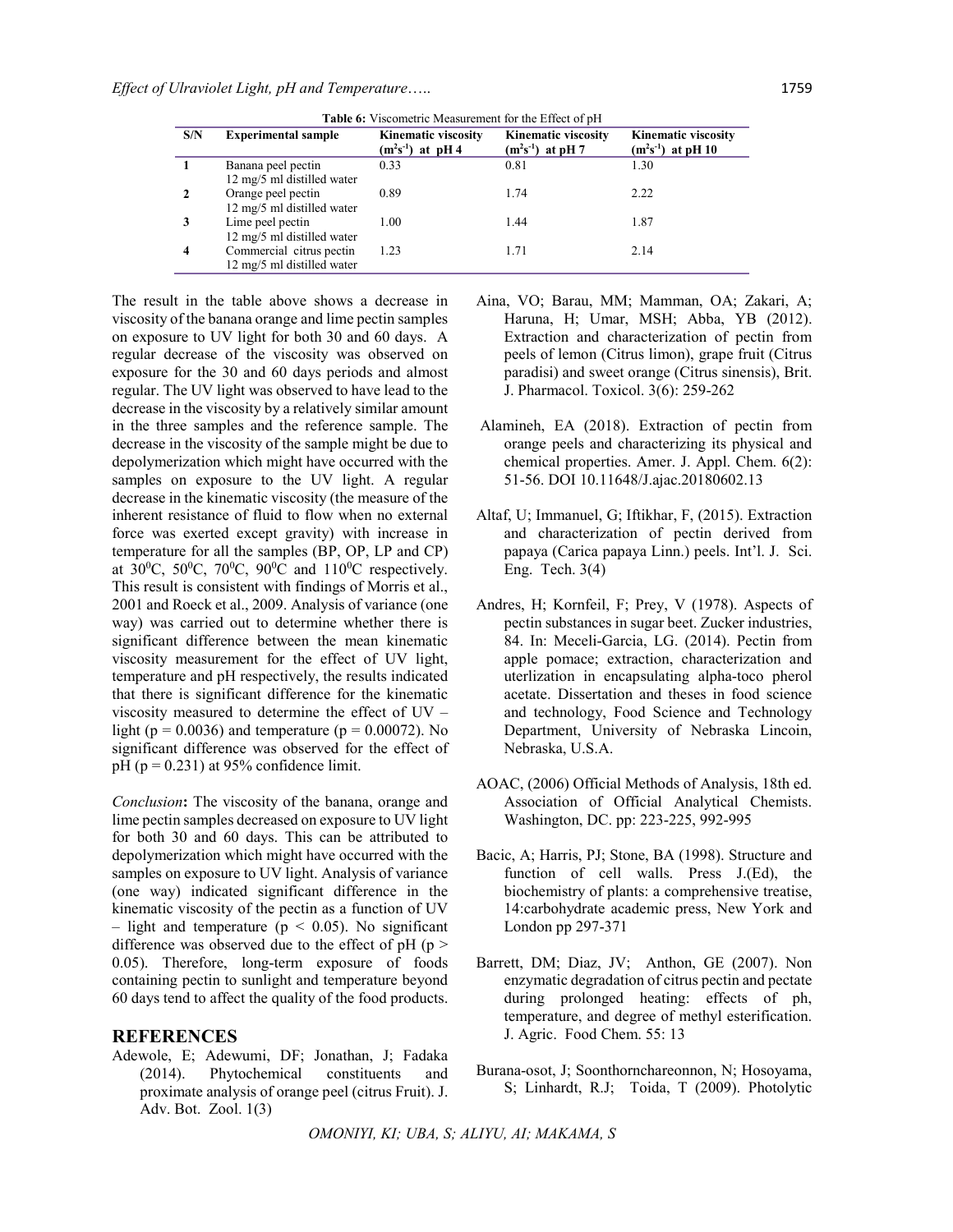**Table 6:** Viscometric Measurement for the Effect of pH

| S/N | Experimental sample | Kinematic viscosity ($m^2s^{-1}$) at pH 4 | Kinematic viscosity ($m^2s^{-1}$) at pH 7 | Kinematic viscosity ($m^2s^{-1}$) at pH 10 |
|---|---|---|---|---|
| 1 | Banana peel pectin 12 mg/5 ml distilled water | 0.33 | 0.81 | 1.30 |
| 2 | Orange peel pectin 12 mg/5 ml distilled water | 0.89 | 1.74 | 2.22 |
| 3 | Lime peel pectin 12 mg/5 ml distilled water | 1.00 | 1.44 | 1.87 |
| 4 | Commercial citrus pectin 12 mg/5 ml distilled water | 1.23 | 1.71 | 2.14 |

The result in the table above shows a decrease in viscosity of the banana orange and lime pectin samples on exposure to UV light for both 30 and 60 days. A regular decrease of the viscosity was observed on exposure for the 30 and 60 days periods and almost regular. The UV light was observed to have lead to the decrease in the viscosity by a relatively similar amount in the three samples and the reference sample. The decrease in the viscosity of the sample might be due to depolymerization which might have occurred with the samples on exposure to the UV light. A regular decrease in the kinematic viscosity (the measure of the inherent resistance of fluid to flow when no external force was exerted except gravity) with increase in temperature for all the samples (BP, OP, LP and CP) at $30^0$C, $50^0$C, $70^0$C, $90^0$C and $110^0$C respectively. This result is consistent with findings of Morris et al., 2001 and Roeck et al., 2009. Analysis of variance (one way) was carried out to determine whether there is significant difference between the mean kinematic viscosity measurement for the effect of UV light, temperature and pH respectively, the results indicated that there is significant difference for the kinematic viscosity measured to determine the effect of UV – light ($p = 0.0036$) and temperature ($p = 0.00072$). No significant difference was observed for the effect of pH ($p = 0.231$) at 95% confidence limit.

*Conclusion***:** The viscosity of the banana, orange and lime pectin samples decreased on exposure to UV light for both 30 and 60 days. This can be attributed to depolymerization which might have occurred with the samples on exposure to UV light. Analysis of variance (one way) indicated significant difference in the kinematic viscosity of the pectin as a function of UV – light and temperature ($p < 0.05$). No significant difference was observed due to the effect of pH ($p > 0.05$). Therefore, long-term exposure of foods containing pectin to sunlight and temperature beyond 60 days tend to affect the quality of the food products.

## REFERENCES

Adewole, E; Adewumi, DF; Jonathan, J; Fadaka (2014). Phytochemical constituents and proximate analysis of orange peel (citrus Fruit). J. Adv. Bot. Zool. 1(3)

Aina, VO; Barau, MM; Mamman, OA; Zakari, A; Haruna, H; Umar, MSH; Abba, YB (2012). Extraction and characterization of pectin from peels of lemon (Citrus limon), grape fruit (Citrus paradisi) and sweet orange (Citrus sinensis), Brit. J. Pharmacol. Toxicol. 3(6): 259-262

Alamineh, EA (2018). Extraction of pectin from orange peels and characterizing its physical and chemical properties. Amer. J. Appl. Chem. 6(2): 51-56. DOI 10.11648/J.ajac.20180602.13

Altaf, U; Immanuel, G; Iftikhar, F, (2015). Extraction and characterization of pectin derived from papaya (Carica papaya Linn.) peels. Int'l. J. Sci. Eng. Tech. 3(4)

Andres, H; Kornfeil, F; Prey, V (1978). Aspects of pectin substances in sugar beet. Zucker industries, 84. In: Meceli-Garcia, LG. (2014). Pectin from apple pomace; extraction, characterization and uterlization in encapsulating alpha-toco pherol acetate. Dissertation and theses in food science and technology, Food Science and Technology Department, University of Nebraska Lincoin, Nebraska, U.S.A.

AOAC, (2006) Official Methods of Analysis, 18th ed. Association of Official Analytical Chemists. Washington, DC. pp: 223-225, 992-995

Bacic, A; Harris, PJ; Stone, BA (1998). Structure and function of cell walls. Press J.(Ed), the biochemistry of plants: a comprehensive treatise, 14:carbohydrate academic press, New York and London pp 297-371

Barrett, DM; Diaz, JV; Anthon, GE (2007). Non enzymatic degradation of citrus pectin and pectate during prolonged heating: effects of ph, temperature, and degree of methyl esterification. J. Agric. Food Chem. 55: 13

Burana-osot, J; Soonthornchareonnon, N; Hosoyama, S; Linhardt, R.J; Toida, T (2009). Photolytic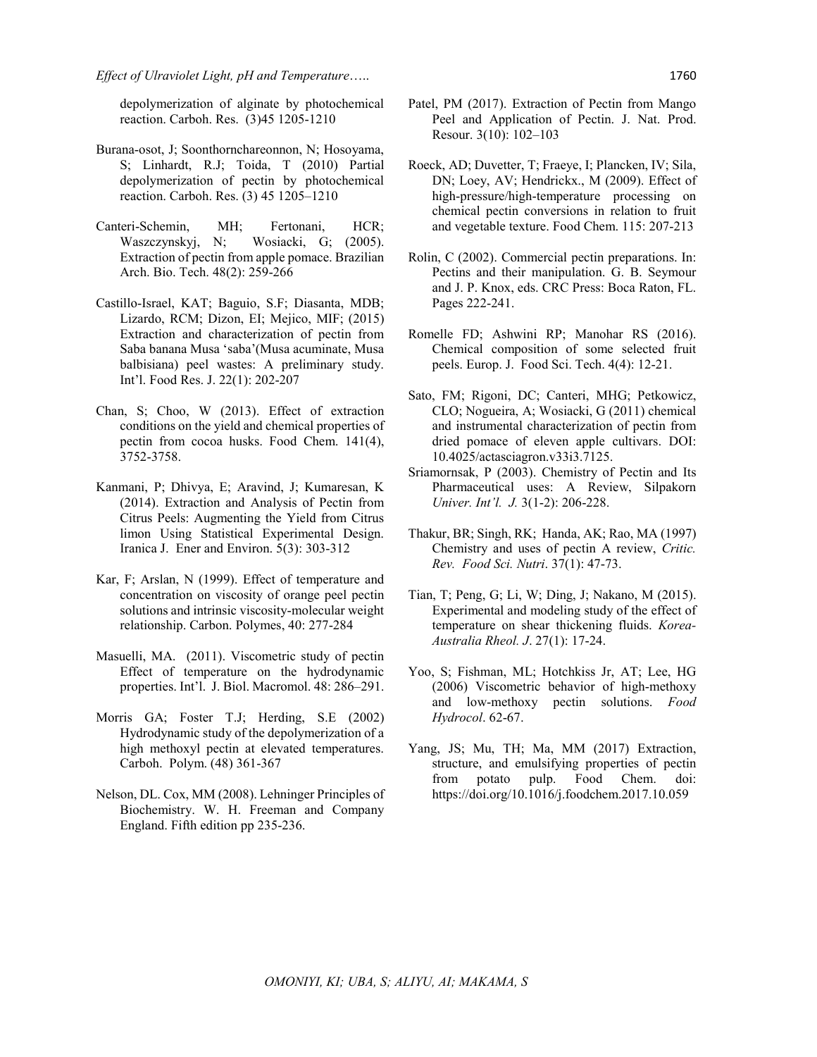depolymerization of alginate by photochemical reaction. Carboh. Res. (3)45 1205-1210

Burana-osot, J; Soonthornchareonnon, N; Hosoyama, S; Linhardt, R.J; Toida, T (2010) Partial depolymerization of pectin by photochemical reaction. Carboh. Res. (3) 45 1205–1210

Canteri-Schemin, MH; Fertonani, HCR; Waszczynskyj, N; Wosiacki, G; (2005). Extraction of pectin from apple pomace. Brazilian Arch. Bio. Tech. 48(2): 259-266

Castillo-Israel, KAT; Baguio, S.F; Diasanta, MDB; Lizardo, RCM; Dizon, EI; Mejico, MIF; (2015) Extraction and characterization of pectin from Saba banana Musa 'saba'(Musa acuminate, Musa balbisiana) peel wastes: A preliminary study. Int'l. Food Res. J. 22(1): 202-207

Chan, S; Choo, W (2013). Effect of extraction conditions on the yield and chemical properties of pectin from cocoa husks. Food Chem. 141(4), 3752-3758.

Kanmani, P; Dhivya, E; Aravind, J; Kumaresan, K (2014). Extraction and Analysis of Pectin from Citrus Peels: Augmenting the Yield from Citrus limon Using Statistical Experimental Design. Iranica J. Ener and Environ. 5(3): 303-312

Kar, F; Arslan, N (1999). Effect of temperature and concentration on viscosity of orange peel pectin solutions and intrinsic viscosity-molecular weight relationship. Carbon. Polymes, 40: 277-284

Masuelli, MA. (2011). Viscometric study of pectin Effect of temperature on the hydrodynamic properties. Int'l. J. Biol. Macromol. 48: 286–291.

Morris GA; Foster T.J; Herding, S.E (2002) Hydrodynamic study of the depolymerization of a high methoxyl pectin at elevated temperatures. Carboh. Polym. (48) 361-367

Nelson, DL. Cox, MM (2008). Lehninger Principles of Biochemistry. W. H. Freeman and Company England. Fifth edition pp 235-236.

Patel, PM (2017). Extraction of Pectin from Mango Peel and Application of Pectin. J. Nat. Prod. Resour. 3(10): 102–103

Roeck, AD; Duvetter, T; Fraeye, I; Plancken, IV; Sila, DN; Loey, AV; Hendrickx., M (2009). Effect of high-pressure/high-temperature processing on chemical pectin conversions in relation to fruit and vegetable texture. Food Chem. 115: 207-213

Rolin, C (2002). Commercial pectin preparations. In: Pectins and their manipulation. G. B. Seymour and J. P. Knox, eds. CRC Press: Boca Raton, FL. Pages 222-241.

Romelle FD; Ashwini RP; Manohar RS (2016). Chemical composition of some selected fruit peels. Europ. J. Food Sci. Tech. 4(4): 12-21.

Sato, FM; Rigoni, DC; Canteri, MHG; Petkowicz, CLO; Nogueira, A; Wosiacki, G (2011) chemical and instrumental characterization of pectin from dried pomace of eleven apple cultivars. DOI: 10.4025/actasciagron.v33i3.7125.

Sriamornsak, P (2003). Chemistry of Pectin and Its Pharmaceutical uses: A Review, Silpakorn *Univer. Int'l. J.* 3(1-2): 206-228.

Thakur, BR; Singh, RK; Handa, AK; Rao, MA (1997) Chemistry and uses of pectin A review, *Critic. Rev. Food Sci. Nutri*. 37(1): 47-73.

Tian, T; Peng, G; Li, W; Ding, J; Nakano, M (2015). Experimental and modeling study of the effect of temperature on shear thickening fluids. *Korea-Australia Rheol. J*. 27(1): 17-24.

Yoo, S; Fishman, ML; Hotchkiss Jr, AT; Lee, HG (2006) Viscometric behavior of high-methoxy and low-methoxy pectin solutions. *Food Hydrocol*. 62-67.

Yang, JS; Mu, TH; Ma, MM (2017) Extraction, structure, and emulsifying properties of pectin from potato pulp. Food Chem. doi: https://doi.org/10.1016/j.foodchem.2017.10.059